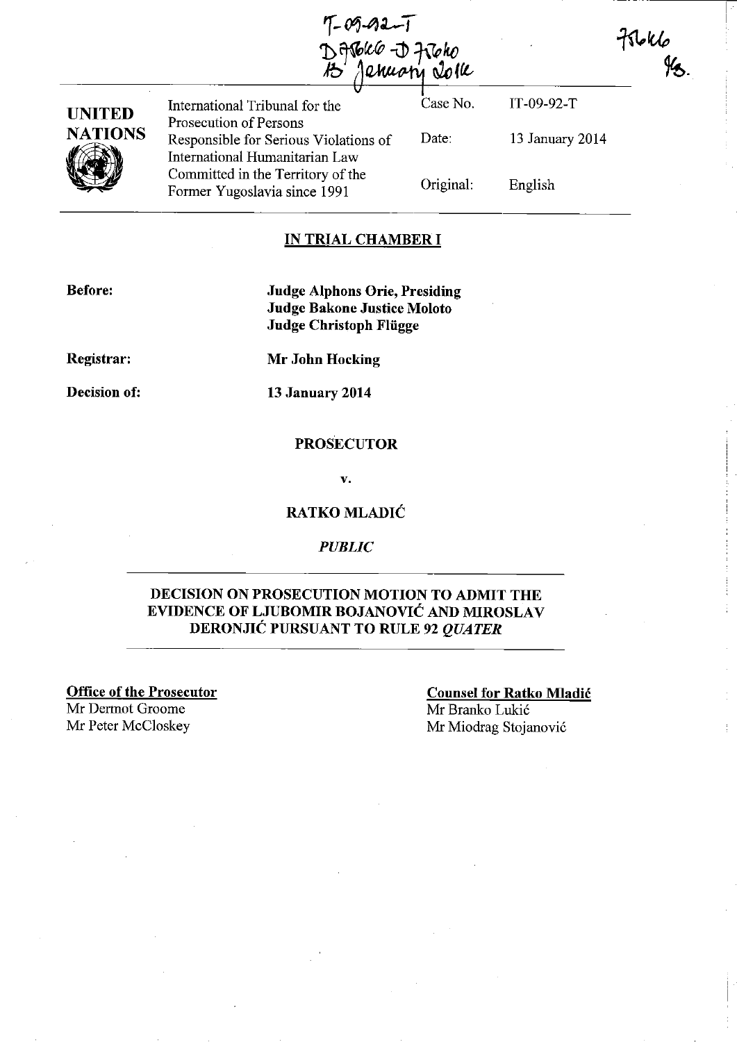IT-09-92-T
D75666 - D75640
13 January 2014

75666
MB.

| UNITED NATIONS | International Tribunal for the Prosecution of Persons Responsible for Serious Violations of International Humanitarian Law Committed in the Territory of the Former Yugoslavia since 1991 | Case No. | IT-09-92-T |
| --- | --- | --- | --- |
| | | Date: | 13 January 2014 |
| | | Original: | English |

## IN TRIAL CHAMBER I

**Before:** **Judge Alphons Orie, Presiding**
**Judge Bakone Justice Moloto**
**Judge Christoph Flügge**

**Registrar:** **Mr John Hocking**

**Decision of:** **13 January 2014**

**PROSECUTOR**

**v.**

**RATKO MLADIĆ**

***PUBLIC***

**DECISION ON PROSECUTION MOTION TO ADMIT THE EVIDENCE OF LJUBOMIR BOJANOVIĆ AND MIROSLAV DERONJIĆ PURSUANT TO RULE 92 *QUATER***

**Office of the Prosecutor**
Mr Dermot Groome
Mr Peter McCloskey

**Counsel for Ratko Mladić**
Mr Branko Lukić
Mr Miodrag Stojanović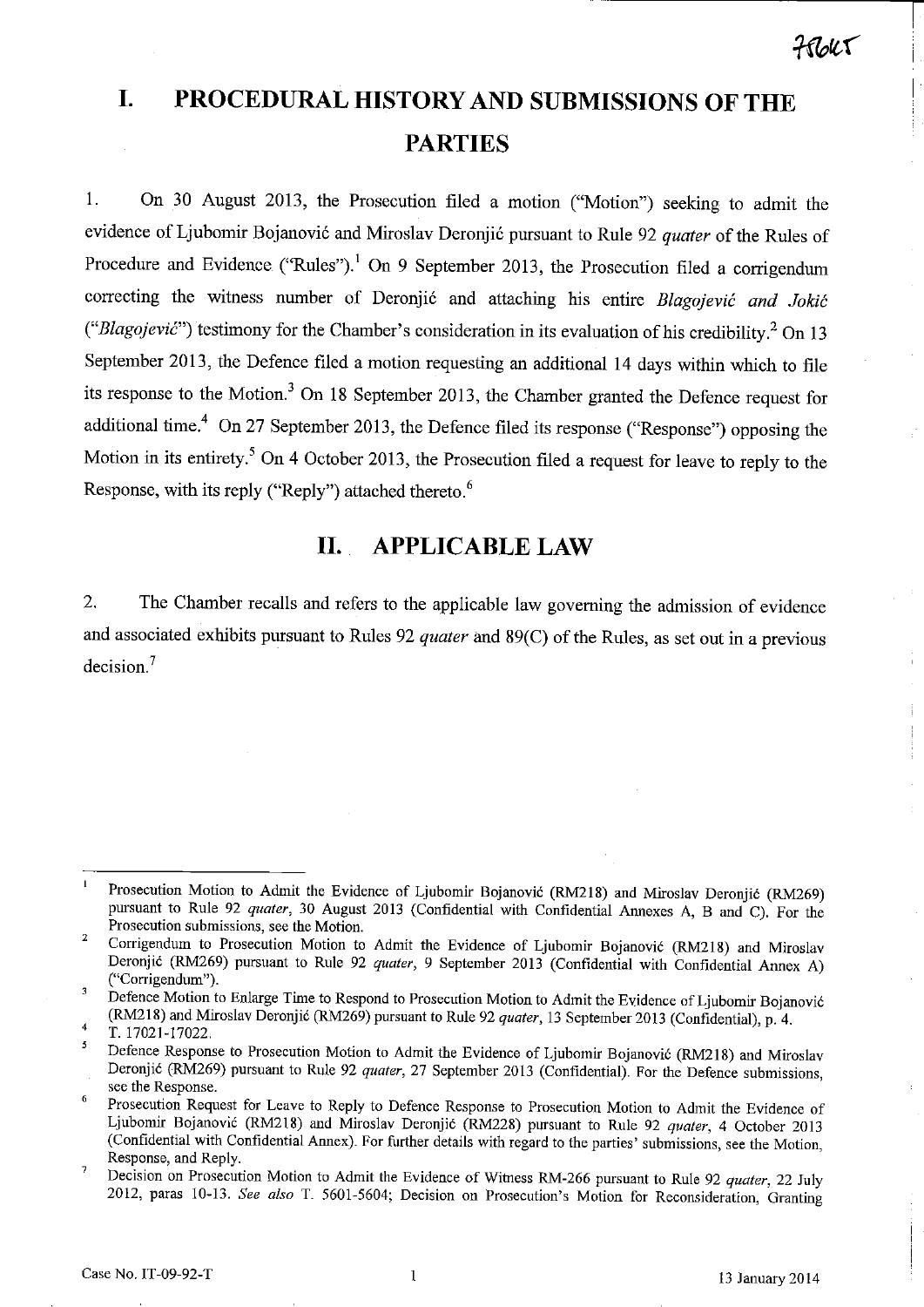# I. PROCEDURAL HISTORY AND SUBMISSIONS OF THE PARTIES

1. On 30 August 2013, the Prosecution filed a motion ("Motion") seeking to admit the evidence of Ljubomir Bojanović and Miroslav Deronjić pursuant to Rule 92 *quater* of the Rules of Procedure and Evidence ("Rules").[1] On 9 September 2013, the Prosecution filed a corrigendum correcting the witness number of Deronjić and attaching his entire *Blagojević and Jokić* ("*Blagojević*") testimony for the Chamber's consideration in its evaluation of his credibility.[2] On 13 September 2013, the Defence filed a motion requesting an additional 14 days within which to file its response to the Motion.[3] On 18 September 2013, the Chamber granted the Defence request for additional time.[4] On 27 September 2013, the Defence filed its response ("Response") opposing the Motion in its entirety.[5] On 4 October 2013, the Prosecution filed a request for leave to reply to the Response, with its reply ("Reply") attached thereto.[6]

# II. APPLICABLE LAW

2. The Chamber recalls and refers to the applicable law governing the admission of evidence and associated exhibits pursuant to Rules 92 *quater* and 89(C) of the Rules, as set out in a previous decision.[7]

---

[1] Prosecution Motion to Admit the Evidence of Ljubomir Bojanović (RM218) and Miroslav Deronjić (RM269) pursuant to Rule 92 *quater*, 30 August 2013 (Confidential with Confidential Annexes A, B and C). For the Prosecution submissions, see the Motion.

[2] Corrigendum to Prosecution Motion to Admit the Evidence of Ljubomir Bojanović (RM218) and Miroslav Deronjić (RM269) pursuant to Rule 92 *quater*, 9 September 2013 (Confidential with Confidential Annex A) ("Corrigendum").

[3] Defence Motion to Enlarge Time to Respond to Prosecution Motion to Admit the Evidence of Ljubomir Bojanović (RM218) and Miroslav Deronjić (RM269) pursuant to Rule 92 *quater*, 13 September 2013 (Confidential), p. 4.

[4] T. 17021-17022.

[5] Defence Response to Prosecution Motion to Admit the Evidence of Ljubomir Bojanović (RM218) and Miroslav Deronjić (RM269) pursuant to Rule 92 *quater*, 27 September 2013 (Confidential). For the Defence submissions, see the Response.

[6] Prosecution Request for Leave to Reply to Defence Response to Prosecution Motion to Admit the Evidence of Ljubomir Bojanović (RM218) and Miroslav Deronjić (RM228) pursuant to Rule 92 *quater*, 4 October 2013 (Confidential with Confidential Annex). For further details with regard to the parties' submissions, see the Motion, Response, and Reply.

[7] Decision on Prosecution Motion to Admit the Evidence of Witness RM-266 pursuant to Rule 92 *quater*, 22 July 2012, paras 10-13. *See also* T. 5601-5604; Decision on Prosecution's Motion for Reconsideration, Granting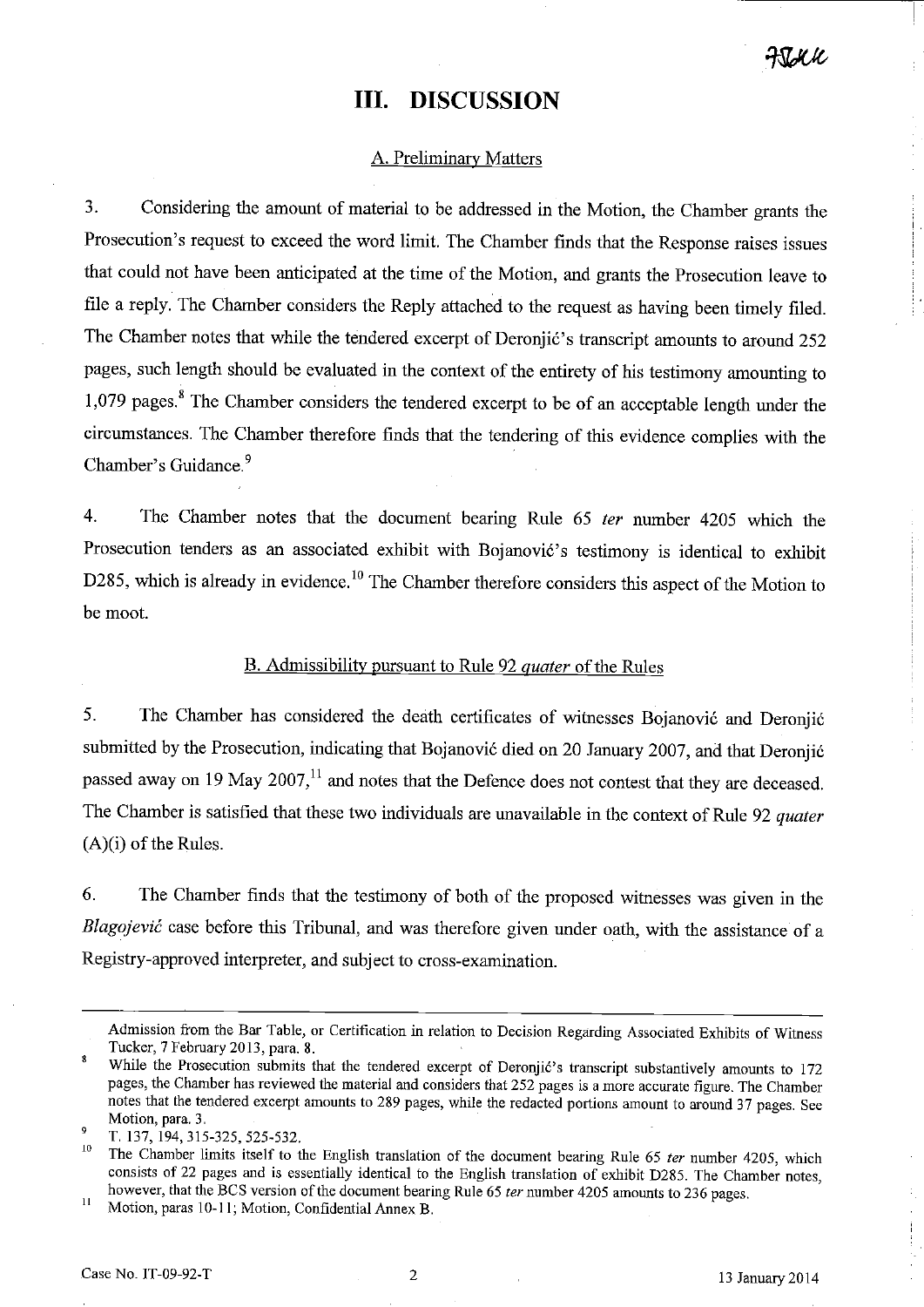# III. DISCUSSION

## A. Preliminary Matters

3. Considering the amount of material to be addressed in the Motion, the Chamber grants the Prosecution's request to exceed the word limit. The Chamber finds that the Response raises issues that could not have been anticipated at the time of the Motion, and grants the Prosecution leave to file a reply. The Chamber considers the Reply attached to the request as having been timely filed. The Chamber notes that while the tendered excerpt of Deronjić's transcript amounts to around 252 pages, such length should be evaluated in the context of the entirety of his testimony amounting to 1,079 pages.[8] The Chamber considers the tendered excerpt to be of an acceptable length under the circumstances. The Chamber therefore finds that the tendering of this evidence complies with the Chamber's Guidance.[9]

4. The Chamber notes that the document bearing Rule 65 *ter* number 4205 which the Prosecution tenders as an associated exhibit with Bojanović's testimony is identical to exhibit D285, which is already in evidence.[10] The Chamber therefore considers this aspect of the Motion to be moot.

## B. Admissibility pursuant to Rule 92 *quater* of the Rules

5. The Chamber has considered the death certificates of witnesses Bojanović and Deronjić submitted by the Prosecution, indicating that Bojanović died on 20 January 2007, and that Deronjić passed away on 19 May 2007,[11] and notes that the Defence does not contest that they are deceased. The Chamber is satisfied that these two individuals are unavailable in the context of Rule 92 *quater* (A)(i) of the Rules.

6. The Chamber finds that the testimony of both of the proposed witnesses was given in the *Blagojević* case before this Tribunal, and was therefore given under oath, with the assistance of a Registry-approved interpreter, and subject to cross-examination.

---

Admission from the Bar Table, or Certification in relation to Decision Regarding Associated Exhibits of Witness Tucker, 7 February 2013, para. 8.

[8] While the Prosecution submits that the tendered excerpt of Deronjić's transcript substantively amounts to 172 pages, the Chamber has reviewed the material and considers that 252 pages is a more accurate figure. The Chamber notes that the tendered excerpt amounts to 289 pages, while the redacted portions amount to around 37 pages. See Motion, para. 3.

[9] T. 137, 194, 315-325, 525-532.

[10] The Chamber limits itself to the English translation of the document bearing Rule 65 *ter* number 4205, which consists of 22 pages and is essentially identical to the English translation of exhibit D285. The Chamber notes, however, that the BCS version of the document bearing Rule 65 *ter* number 4205 amounts to 236 pages.

[11] Motion, paras 10-11; Motion, Confidential Annex B.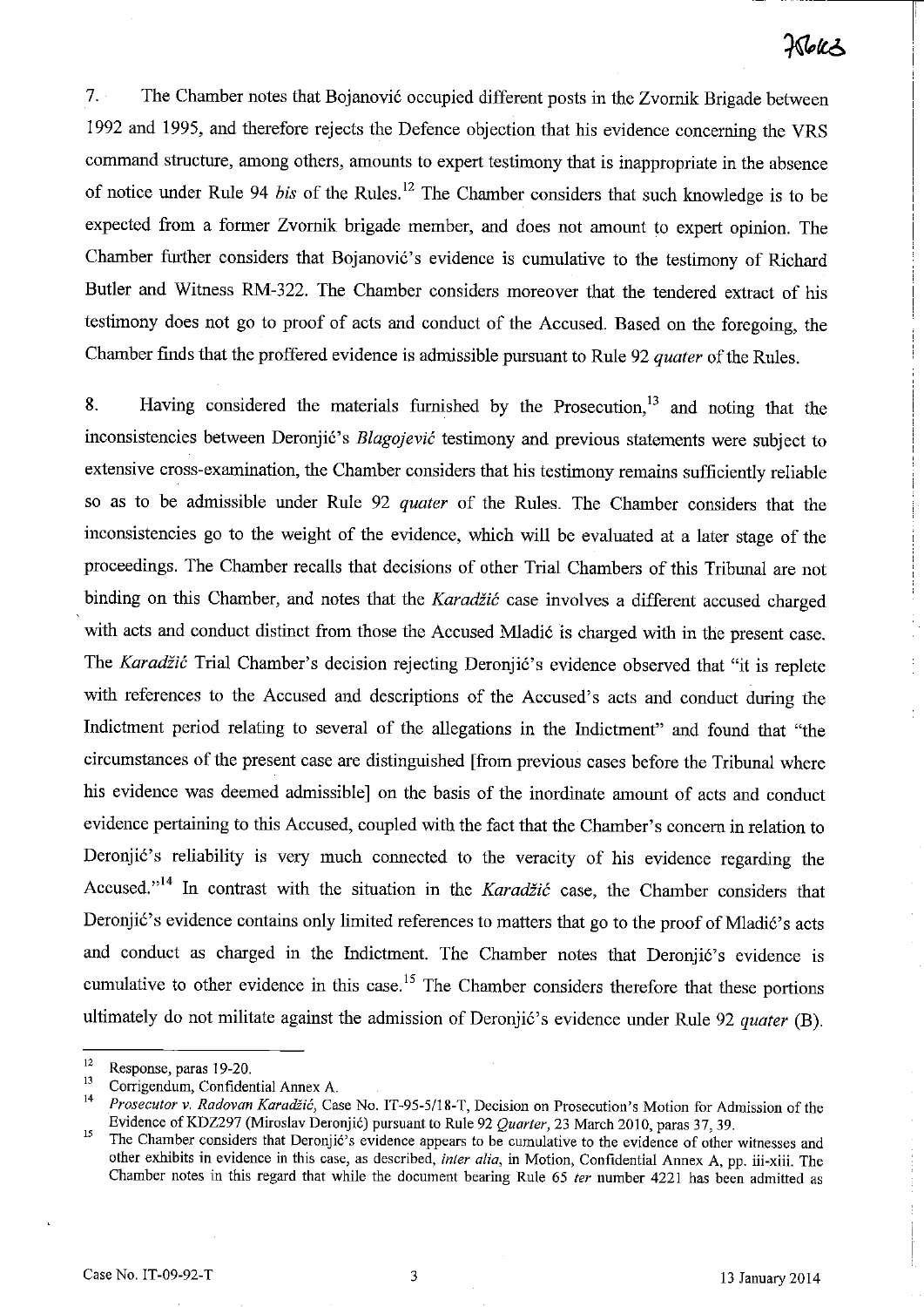7. The Chamber notes that Bojanović occupied different posts in the Zvornik Brigade between 1992 and 1995, and therefore rejects the Defence objection that his evidence concerning the VRS command structure, among others, amounts to expert testimony that is inappropriate in the absence of notice under Rule 94 *bis* of the Rules.[12] The Chamber considers that such knowledge is to be expected from a former Zvornik brigade member, and does not amount to expert opinion. The Chamber further considers that Bojanović's evidence is cumulative to the testimony of Richard Butler and Witness RM-322. The Chamber considers moreover that the tendered extract of his testimony does not go to proof of acts and conduct of the Accused. Based on the foregoing, the Chamber finds that the proffered evidence is admissible pursuant to Rule 92 *quater* of the Rules.

8. Having considered the materials furnished by the Prosecution,[13] and noting that the inconsistencies between Deronjić's *Blagojević* testimony and previous statements were subject to extensive cross-examination, the Chamber considers that his testimony remains sufficiently reliable so as to be admissible under Rule 92 *quater* of the Rules. The Chamber considers that the inconsistencies go to the weight of the evidence, which will be evaluated at a later stage of the proceedings. The Chamber recalls that decisions of other Trial Chambers of this Tribunal are not binding on this Chamber, and notes that the *Karadžić* case involves a different accused charged with acts and conduct distinct from those the Accused Mladić is charged with in the present case. The *Karadžić* Trial Chamber's decision rejecting Deronjić's evidence observed that "it is replete with references to the Accused and descriptions of the Accused's acts and conduct during the Indictment period relating to several of the allegations in the Indictment" and found that "the circumstances of the present case are distinguished [from previous cases before the Tribunal where his evidence was deemed admissible] on the basis of the inordinate amount of acts and conduct evidence pertaining to this Accused, coupled with the fact that the Chamber's concern in relation to Deronjić's reliability is very much connected to the veracity of his evidence regarding the Accused."[14] In contrast with the situation in the *Karadžić* case, the Chamber considers that Deronjić's evidence contains only limited references to matters that go to the proof of Mladić's acts and conduct as charged in the Indictment. The Chamber notes that Deronjić's evidence is cumulative to other evidence in this case.[15] The Chamber considers therefore that these portions ultimately do not militate against the admission of Deronjić's evidence under Rule 92 *quater* (B).

---

[12] Response, paras 19-20.

[13] Corrigendum, Confidential Annex A.

[14] *Prosecutor v. Radovan Karadžić*, Case No. IT-95-5/18-T, Decision on Prosecution's Motion for Admission of the Evidence of KDZ297 (Miroslav Deronjić) pursuant to Rule 92 *Quarter*, 23 March 2010, paras 37, 39.

[15] The Chamber considers that Deronjić's evidence appears to be cumulative to the evidence of other witnesses and other exhibits in evidence in this case, as described, *inter alia*, in Motion, Confidential Annex A, pp. iii-xiii. The Chamber notes in this regard that while the document bearing Rule 65 *ter* number 4221 has been admitted as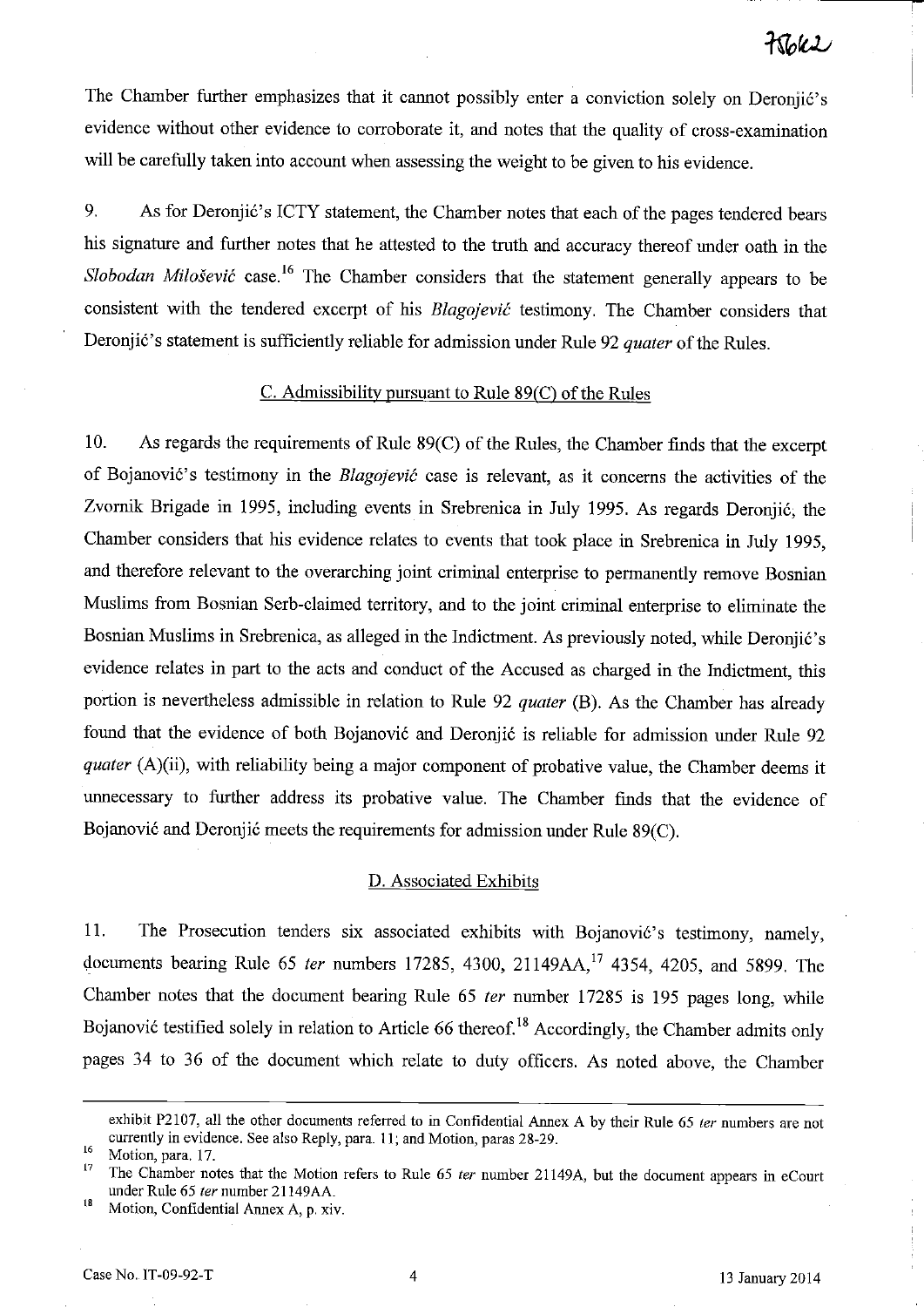The Chamber further emphasizes that it cannot possibly enter a conviction solely on Deronjić's evidence without other evidence to corroborate it, and notes that the quality of cross-examination will be carefully taken into account when assessing the weight to be given to his evidence.

9. As for Deronjić's ICTY statement, the Chamber notes that each of the pages tendered bears his signature and further notes that he attested to the truth and accuracy thereof under oath in the *Slobodan Milošević* case.[16] The Chamber considers that the statement generally appears to be consistent with the tendered excerpt of his *Blagojević* testimony. The Chamber considers that Deronjić's statement is sufficiently reliable for admission under Rule 92 *quater* of the Rules.

## C. Admissibility pursuant to Rule 89(C) of the Rules

10. As regards the requirements of Rule 89(C) of the Rules, the Chamber finds that the excerpt of Bojanović's testimony in the *Blagojević* case is relevant, as it concerns the activities of the Zvornik Brigade in 1995, including events in Srebrenica in July 1995. As regards Deronjić, the Chamber considers that his evidence relates to events that took place in Srebrenica in July 1995, and therefore relevant to the overarching joint criminal enterprise to permanently remove Bosnian Muslims from Bosnian Serb-claimed territory, and to the joint criminal enterprise to eliminate the Bosnian Muslims in Srebrenica, as alleged in the Indictment. As previously noted, while Deronjić's evidence relates in part to the acts and conduct of the Accused as charged in the Indictment, this portion is nevertheless admissible in relation to Rule 92 *quater* (B). As the Chamber has already found that the evidence of both Bojanović and Deronjić is reliable for admission under Rule 92 *quater* (A)(ii), with reliability being a major component of probative value, the Chamber deems it unnecessary to further address its probative value. The Chamber finds that the evidence of Bojanović and Deronjić meets the requirements for admission under Rule 89(C).

## D. Associated Exhibits

11. The Prosecution tenders six associated exhibits with Bojanović's testimony, namely, documents bearing Rule 65 *ter* numbers 17285, 4300, 21149AA,[17] 4354, 4205, and 5899. The Chamber notes that the document bearing Rule 65 *ter* number 17285 is 195 pages long, while Bojanović testified solely in relation to Article 66 thereof.[18] Accordingly, the Chamber admits only pages 34 to 36 of the document which relate to duty officers. As noted above, the Chamber

---

exhibit P2107, all the other documents referred to in Confidential Annex A by their Rule 65 *ter* numbers are not currently in evidence. See also Reply, para. 11; and Motion, paras 28-29.

[16] Motion, para. 17.

[17] The Chamber notes that the Motion refers to Rule 65 *ter* number 21149A, but the document appears in eCourt under Rule 65 *ter* number 21149AA.

[18] Motion, Confidential Annex A, p. xiv.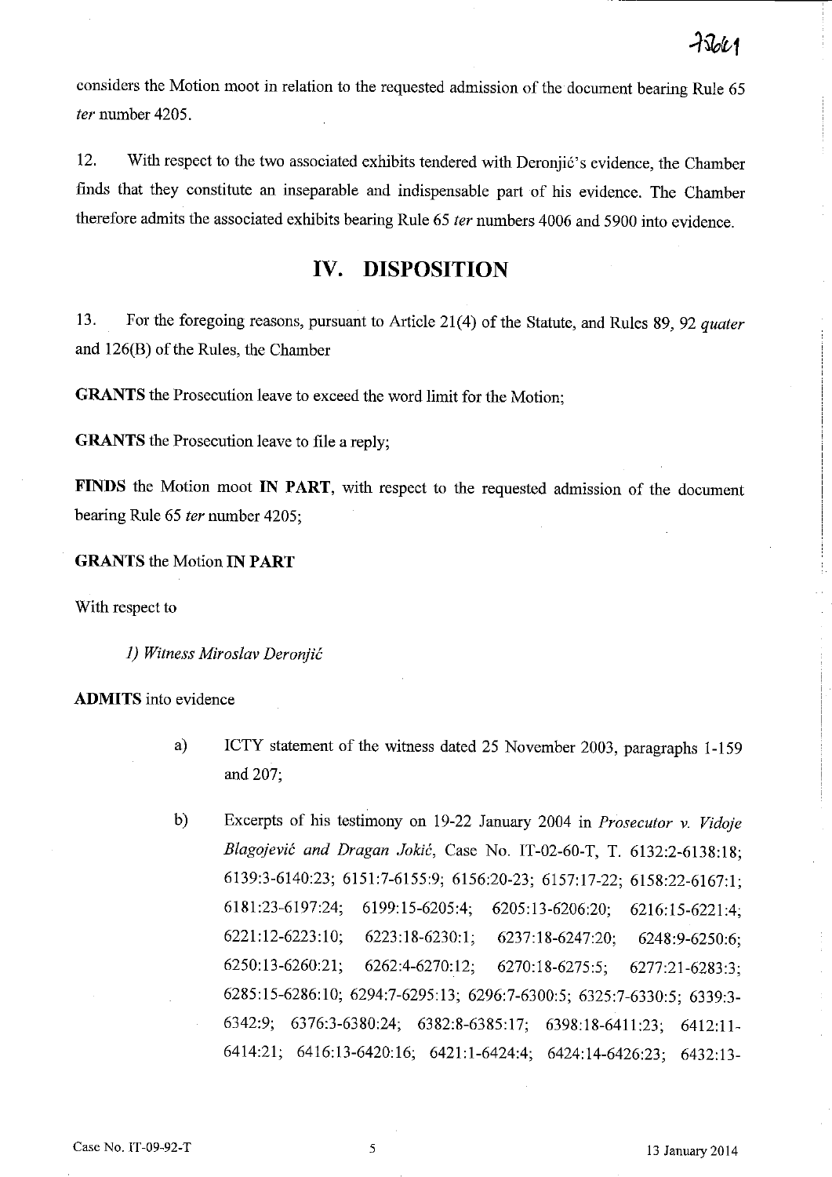considers the Motion moot in relation to the requested admission of the document bearing Rule 65 *ter* number 4205.

12. With respect to the two associated exhibits tendered with Deronjić's evidence, the Chamber finds that they constitute an inseparable and indispensable part of his evidence. The Chamber therefore admits the associated exhibits bearing Rule 65 *ter* numbers 4006 and 5900 into evidence.

## IV. DISPOSITION

13. For the foregoing reasons, pursuant to Article 21(4) of the Statute, and Rules 89, 92 *quater* and 126(B) of the Rules, the Chamber

**GRANTS** the Prosecution leave to exceed the word limit for the Motion;

**GRANTS** the Prosecution leave to file a reply;

**FINDS** the Motion moot **IN PART**, with respect to the requested admission of the document bearing Rule 65 *ter* number 4205;

**GRANTS** the Motion **IN PART**

With respect to

*1) Witness Miroslav Deronjić*

**ADMITS** into evidence

a) ICTY statement of the witness dated 25 November 2003, paragraphs 1-159 and 207;

b) Excerpts of his testimony on 19-22 January 2004 in *Prosecutor v. Vidoje Blagojević and Dragan Jokić*, Case No. IT-02-60-T, T. 6132:2-6138:18; 6139:3-6140:23; 6151:7-6155:9; 6156:20-23; 6157:17-22; 6158:22-6167:1; 6181:23-6197:24; 6199:15-6205:4; 6205:13-6206:20; 6216:15-6221:4; 6221:12-6223:10; 6223:18-6230:1; 6237:18-6247:20; 6248:9-6250:6; 6250:13-6260:21; 6262:4-6270:12; 6270:18-6275:5; 6277:21-6283:3; 6285:15-6286:10; 6294:7-6295:13; 6296:7-6300:5; 6325:7-6330:5; 6339:3-6342:9; 6376:3-6380:24; 6382:8-6385:17; 6398:18-6411:23; 6412:11-6414:21; 6416:13-6420:16; 6421:1-6424:4; 6424:14-6426:23; 6432:13-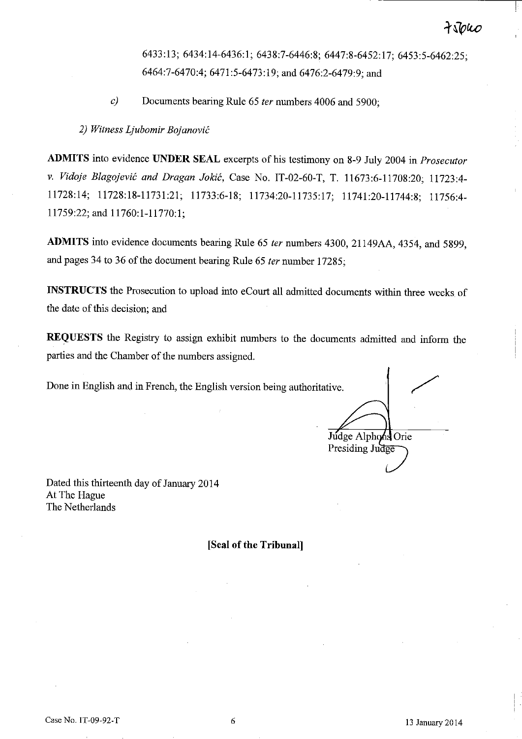6433:13; 6434:14-6436:1; 6438:7-6446:8; 6447:8-6452:17; 6453:5-6462:25; 6464:7-6470:4; 6471:5-6473:19; and 6476:2-6479:9; and

*c)* Documents bearing Rule 65 *ter* numbers 4006 and 5900;

*2) Witness Ljubomir Bojanović*

**ADMITS** into evidence **UNDER SEAL** excerpts of his testimony on 8-9 July 2004 in *Prosecutor v. Vidoje Blagojević and Dragan Jokić*, Case No. IT-02-60-T, T. 11673:6-11708:20; 11723:4-11728:14; 11728:18-11731:21; 11733:6-18; 11734:20-11735:17; 11741:20-11744:8; 11756:4-11759:22; and 11760:1-11770:1;

**ADMITS** into evidence documents bearing Rule 65 *ter* numbers 4300, 21149AA, 4354, and 5899, and pages 34 to 36 of the document bearing Rule 65 *ter* number 17285;

**INSTRUCTS** the Prosecution to upload into eCourt all admitted documents within three weeks of the date of this decision; and

**REQUESTS** the Registry to assign exhibit numbers to the documents admitted and inform the parties and the Chamber of the numbers assigned.

Done in English and in French, the English version being authoritative.

Judge Alphons Orie
Presiding Judge

Dated this thirteenth day of January 2014
At The Hague
The Netherlands

**[Seal of the Tribunal]**